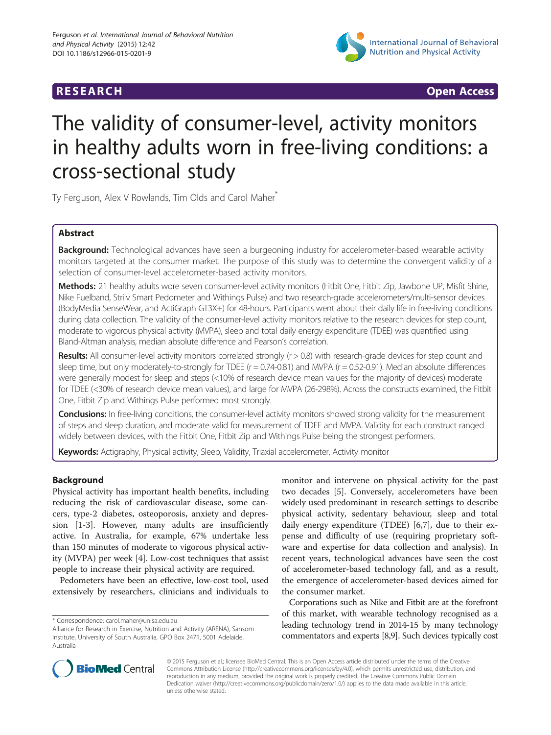**RESEARCH** **Open Access**

# The validity of consumer-level, activity monitors in healthy adults worn in free-living conditions: a cross-sectional study

Ty Ferguson, Alex V Rowlands, Tim Olds and Carol Maher*

## Abstract

**Background:** Technological advances have seen a burgeoning industry for accelerometer-based wearable activity monitors targeted at the consumer market. The purpose of this study was to determine the convergent validity of a selection of consumer-level accelerometer-based activity monitors.

**Methods:** 21 healthy adults wore seven consumer-level activity monitors (Fitbit One, Fitbit Zip, Jawbone UP, Misfit Shine, Nike Fuelband, Striiv Smart Pedometer and Withings Pulse) and two research-grade accelerometers/multi-sensor devices (BodyMedia SenseWear, and ActiGraph GT3X+) for 48-hours. Participants went about their daily life in free-living conditions during data collection. The validity of the consumer-level activity monitors relative to the research devices for step count, moderate to vigorous physical activity (MVPA), sleep and total daily energy expenditure (TDEE) was quantified using Bland-Altman analysis, median absolute difference and Pearson's correlation.

**Results:** All consumer-level activity monitors correlated strongly (r > 0.8) with research-grade devices for step count and sleep time, but only moderately-to-strongly for TDEE (r = 0.74-0.81) and MVPA (r = 0.52-0.91). Median absolute differences were generally modest for sleep and steps (<10% of research device mean values for the majority of devices) moderate for TDEE (<30% of research device mean values), and large for MVPA (26-298%). Across the constructs examined, the Fitbit One, Fitbit Zip and Withings Pulse performed most strongly.

**Conclusions:** In free-living conditions, the consumer-level activity monitors showed strong validity for the measurement of steps and sleep duration, and moderate valid for measurement of TDEE and MVPA. Validity for each construct ranged widely between devices, with the Fitbit One, Fitbit Zip and Withings Pulse being the strongest performers.

**Keywords:** Actigraphy, Physical activity, Sleep, Validity, Triaxial accelerometer, Activity monitor

## Background

Physical activity has important health benefits, including reducing the risk of cardiovascular disease, some cancers, type-2 diabetes, osteoporosis, anxiety and depression [1-3]. However, many adults are insufficiently active. In Australia, for example, 67% undertake less than 150 minutes of moderate to vigorous physical activity (MVPA) per week [4]. Low-cost techniques that assist people to increase their physical activity are required.

Pedometers have been an effective, low-cost tool, used extensively by researchers, clinicians and individuals to monitor and intervene on physical activity for the past two decades [5]. Conversely, accelerometers have been widely used predominant in research settings to describe physical activity, sedentary behaviour, sleep and total daily energy expenditure (TDEE) [6,7], due to their expense and difficulty of use (requiring proprietary software and expertise for data collection and analysis). In recent years, technological advances have seen the cost of accelerometer-based technology fall, and as a result, the emergence of accelerometer-based devices aimed for the consumer market.

Corporations such as Nike and Fitbit are at the forefront of this market, with wearable technology recognised as a leading technology trend in 2014-15 by many technology commentators and experts [8,9]. Such devices typically cost

* Correspondence: carol.maher@unisa.edu.au
Alliance for Research in Exercise, Nutrition and Activity (ARENA), Sansom Institute, University of South Australia, GPO Box 2471, 5001 Adelaide, Australia

© 2015 Ferguson et al.; licensee BioMed Central. This is an Open Access article distributed under the terms of the Creative Commons Attribution License (http://creativecommons.org/licenses/by/4.0), which permits unrestricted use, distribution, and reproduction in any medium, provided the original work is properly credited. The Creative Commons Public Domain Dedication waiver (http://creativecommons.org/publicdomain/zero/1.0/) applies to the data made available in this article, unless otherwise stated.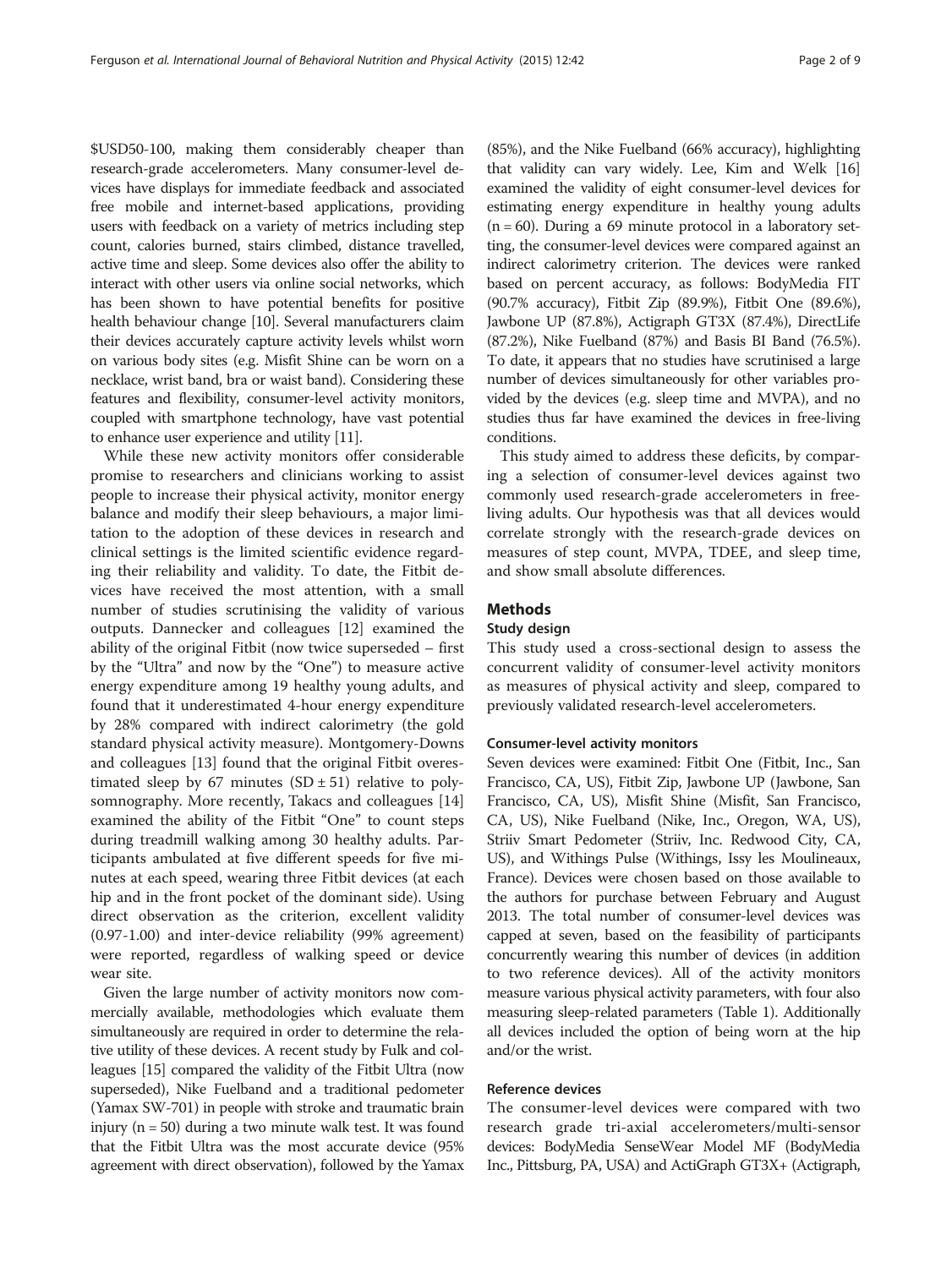$USD50-100, making them considerably cheaper than research-grade accelerometers. Many consumer-level devices have displays for immediate feedback and associated free mobile and internet-based applications, providing users with feedback on a variety of metrics including step count, calories burned, stairs climbed, distance travelled, active time and sleep. Some devices also offer the ability to interact with other users via online social networks, which has been shown to have potential benefits for positive health behaviour change [10]. Several manufacturers claim their devices accurately capture activity levels whilst worn on various body sites (e.g. Misfit Shine can be worn on a necklace, wrist band, bra or waist band). Considering these features and flexibility, consumer-level activity monitors, coupled with smartphone technology, have vast potential to enhance user experience and utility [11].

While these new activity monitors offer considerable promise to researchers and clinicians working to assist people to increase their physical activity, monitor energy balance and modify their sleep behaviours, a major limitation to the adoption of these devices in research and clinical settings is the limited scientific evidence regarding their reliability and validity. To date, the Fitbit devices have received the most attention, with a small number of studies scrutinising the validity of various outputs. Dannecker and colleagues [12] examined the ability of the original Fitbit (now twice superseded – first by the "Ultra" and now by the "One") to measure active energy expenditure among 19 healthy young adults, and found that it underestimated 4-hour energy expenditure by 28% compared with indirect calorimetry (the gold standard physical activity measure). Montgomery-Downs and colleagues [13] found that the original Fitbit overestimated sleep by 67 minutes (SD ± 51) relative to polysomnography. More recently, Takacs and colleagues [14] examined the ability of the Fitbit "One" to count steps during treadmill walking among 30 healthy adults. Participants ambulated at five different speeds for five minutes at each speed, wearing three Fitbit devices (at each hip and in the front pocket of the dominant side). Using direct observation as the criterion, excellent validity (0.97-1.00) and inter-device reliability (99% agreement) were reported, regardless of walking speed or device wear site.

Given the large number of activity monitors now commercially available, methodologies which evaluate them simultaneously are required in order to determine the relative utility of these devices. A recent study by Fulk and colleagues [15] compared the validity of the Fitbit Ultra (now superseded), Nike Fuelband and a traditional pedometer (Yamax SW-701) in people with stroke and traumatic brain injury (n = 50) during a two minute walk test. It was found that the Fitbit Ultra was the most accurate device (95% agreement with direct observation), followed by the Yamax (85%), and the Nike Fuelband (66% accuracy), highlighting that validity can vary widely. Lee, Kim and Welk [16] examined the validity of eight consumer-level devices for estimating energy expenditure in healthy young adults (n = 60). During a 69 minute protocol in a laboratory setting, the consumer-level devices were compared against an indirect calorimetry criterion. The devices were ranked based on percent accuracy, as follows: BodyMedia FIT (90.7% accuracy), Fitbit Zip (89.9%), Fitbit One (89.6%), Jawbone UP (87.8%), Actigraph GT3X (87.4%), DirectLife (87.2%), Nike Fuelband (87%) and Basis BI Band (76.5%). To date, it appears that no studies have scrutinised a large number of devices simultaneously for other variables provided by the devices (e.g. sleep time and MVPA), and no studies thus far have examined the devices in free-living conditions.

This study aimed to address these deficits, by comparing a selection of consumer-level devices against two commonly used research-grade accelerometers in free-living adults. Our hypothesis was that all devices would correlate strongly with the research-grade devices on measures of step count, MVPA, TDEE, and sleep time, and show small absolute differences.

## Methods

### Study design

This study used a cross-sectional design to assess the concurrent validity of consumer-level activity monitors as measures of physical activity and sleep, compared to previously validated research-level accelerometers.

#### Consumer-level activity monitors

Seven devices were examined: Fitbit One (Fitbit, Inc., San Francisco, CA, US), Fitbit Zip, Jawbone UP (Jawbone, San Francisco, CA, US), Misfit Shine (Misfit, San Francisco, CA, US), Nike Fuelband (Nike, Inc., Oregon, WA, US), Striiv Smart Pedometer (Striiv, Inc. Redwood City, CA, US), and Withings Pulse (Withings, Issy les Moulineaux, France). Devices were chosen based on those available to the authors for purchase between February and August 2013. The total number of consumer-level devices was capped at seven, based on the feasibility of participants concurrently wearing this number of devices (in addition to two reference devices). All of the activity monitors measure various physical activity parameters, with four also measuring sleep-related parameters (Table 1). Additionally all devices included the option of being worn at the hip and/or the wrist.

#### Reference devices

The consumer-level devices were compared with two research grade tri-axial accelerometers/multi-sensor devices: BodyMedia SenseWear Model MF (BodyMedia Inc., Pittsburg, PA, USA) and ActiGraph GT3X+ (Actigraph,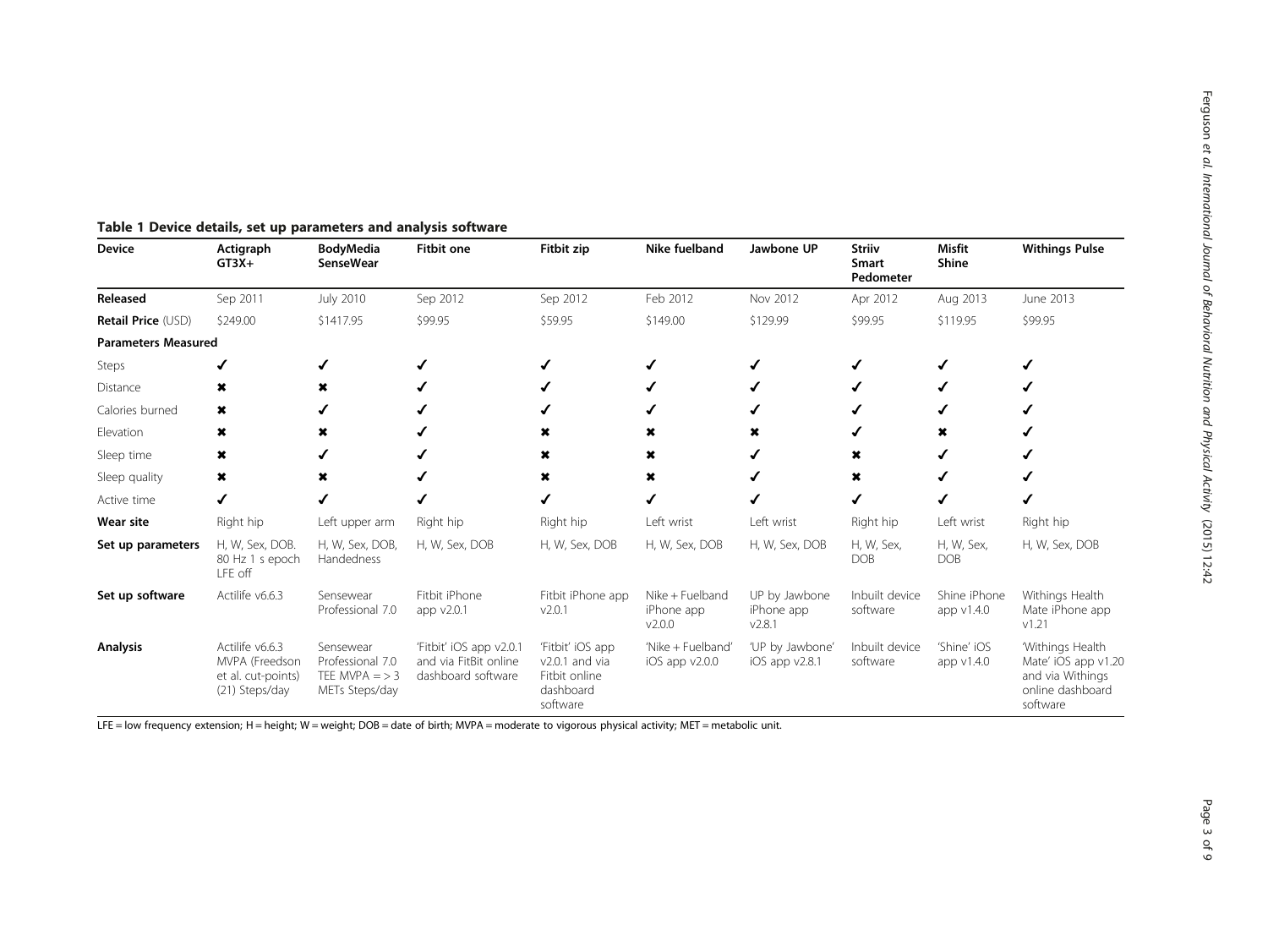**Table 1 Device details, set up parameters and analysis software**

| Device | Actigraph GT3X+ | BodyMedia SenseWear | Fitbit one | Fitbit zip | Nike fuelband | Jawbone UP | Striiv Smart Pedometer | Misfit Shine | Withings Pulse |
|---|---|---|---|---|---|---|---|---|---|
| **Released** | Sep 2011 | July 2010 | Sep 2012 | Sep 2012 | Feb 2012 | Nov 2012 | Apr 2012 | Aug 2013 | June 2013 |
| **Retail Price** (USD) | \$249.00 | \$1417.95 | \$99.95 | \$59.95 | \$149.00 | \$129.99 | \$99.95 | \$119.95 | \$99.95 |
| **Parameters Measured** | | | | | | | | | |
| Steps | ✔ | ✔ | ✔ | ✔ | ✔ | ✔ | ✔ | ✔ | ✔ |
| Distance | ✖ | ✖ | ✔ | ✔ | ✔ | ✔ | ✔ | ✔ | ✔ |
| Calories burned | ✖ | ✔ | ✔ | ✔ | ✔ | ✔ | ✔ | ✔ | ✔ |
| Elevation | ✖ | ✖ | ✔ | ✖ | ✖ | ✖ | ✔ | ✖ | ✔ |
| Sleep time | ✖ | ✔ | ✔ | ✖ | ✖ | ✔ | ✖ | ✔ | ✔ |
| Sleep quality | ✖ | ✖ | ✔ | ✖ | ✖ | ✔ | ✖ | ✔ | ✔ |
| Active time | ✔ | ✔ | ✔ | ✔ | ✔ | ✔ | ✔ | ✔ | ✔ |
| **Wear site** | Right hip | Left upper arm | Right hip | Right hip | Left wrist | Left wrist | Right hip | Left wrist | Right hip |
| **Set up parameters** | H, W, Sex, DOB. 80 Hz 1 s epoch LFE off | H, W, Sex, DOB, Handedness | H, W, Sex, DOB | H, W, Sex, DOB | H, W, Sex, DOB | H, W, Sex, DOB | H, W, Sex, DOB | H, W, Sex, DOB | H, W, Sex, DOB |
| **Set up software** | Actilife v6.6.3 | Sensewear Professional 7.0 | Fitbit iPhone app v2.0.1 | Fitbit iPhone app v2.0.1 | Nike + Fuelband iPhone app v2.0.0 | UP by Jawbone iPhone app v2.8.1 | Inbuilt device software | Shine iPhone app v1.4.0 | Withings Health Mate iPhone app v1.21 |
| **Analysis** | Actilife v6.6.3 MVPA (Freedson et al. cut-points) (21) Steps/day | Sensewear Professional 7.0 TEE MVPA = > 3 METs Steps/day | 'Fitbit' iOS app v2.0.1 and via FitBit online dashboard software | 'Fitbit' iOS app v2.0.1 and via Fitbit online dashboard software | 'Nike + Fuelband' iOS app v2.0.0 | 'UP by Jawbone' iOS app v2.8.1 | Inbuilt device software | 'Shine' iOS app v1.4.0 | 'Withings Health Mate' iOS app v1.20 and via Withings online dashboard software |

LFE = low frequency extension; H = height; W = weight; DOB = date of birth; MVPA = moderate to vigorous physical activity; MET = metabolic unit.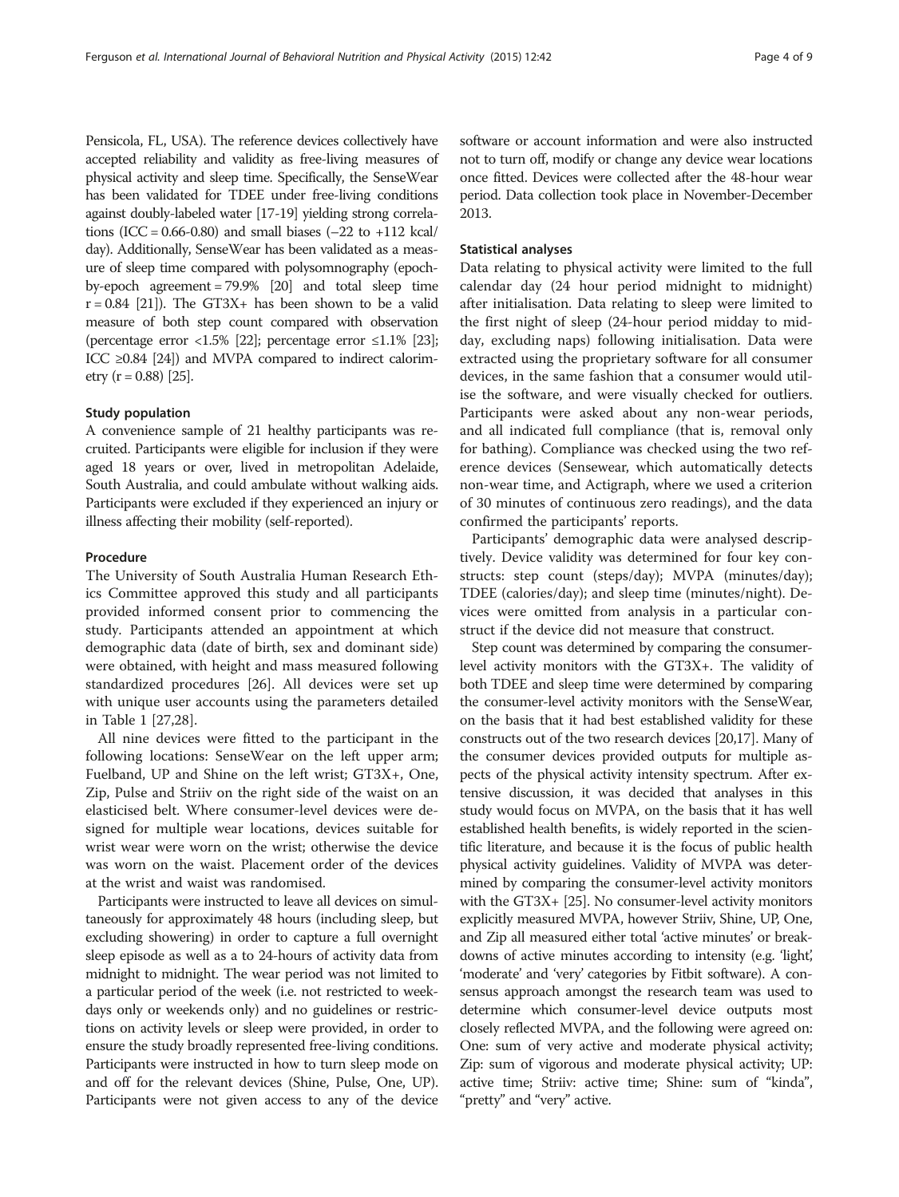Pensicola, FL, USA). The reference devices collectively have accepted reliability and validity as free-living measures of physical activity and sleep time. Specifically, the SenseWear has been validated for TDEE under free-living conditions against doubly-labeled water [17-19] yielding strong correlations (ICC = 0.66-0.80) and small biases (−22 to +112 kcal/day). Additionally, SenseWear has been validated as a measure of sleep time compared with polysomnography (epoch-by-epoch agreement = 79.9% [20] and total sleep time r = 0.84 [21]). The GT3X+ has been shown to be a valid measure of both step count compared with observation (percentage error <1.5% [22]; percentage error ≤1.1% [23]; ICC ≥0.84 [24]) and MVPA compared to indirect calorimetry (r = 0.88) [25].

### Study population

A convenience sample of 21 healthy participants was recruited. Participants were eligible for inclusion if they were aged 18 years or over, lived in metropolitan Adelaide, South Australia, and could ambulate without walking aids. Participants were excluded if they experienced an injury or illness affecting their mobility (self-reported).

### Procedure

The University of South Australia Human Research Ethics Committee approved this study and all participants provided informed consent prior to commencing the study. Participants attended an appointment at which demographic data (date of birth, sex and dominant side) were obtained, with height and mass measured following standardized procedures [26]. All devices were set up with unique user accounts using the parameters detailed in Table 1 [27,28].

All nine devices were fitted to the participant in the following locations: SenseWear on the left upper arm; Fuelband, UP and Shine on the left wrist; GT3X+, One, Zip, Pulse and Striiv on the right side of the waist on an elasticised belt. Where consumer-level devices were designed for multiple wear locations, devices suitable for wrist wear were worn on the wrist; otherwise the device was worn on the waist. Placement order of the devices at the wrist and waist was randomised.

Participants were instructed to leave all devices on simultaneously for approximately 48 hours (including sleep, but excluding showering) in order to capture a full overnight sleep episode as well as a to 24-hours of activity data from midnight to midnight. The wear period was not limited to a particular period of the week (i.e. not restricted to weekdays only or weekends only) and no guidelines or restrictions on activity levels or sleep were provided, in order to ensure the study broadly represented free-living conditions. Participants were instructed in how to turn sleep mode on and off for the relevant devices (Shine, Pulse, One, UP). Participants were not given access to any of the device software or account information and were also instructed not to turn off, modify or change any device wear locations once fitted. Devices were collected after the 48-hour wear period. Data collection took place in November-December 2013.

### Statistical analyses

Data relating to physical activity were limited to the full calendar day (24 hour period midnight to midnight) after initialisation. Data relating to sleep were limited to the first night of sleep (24-hour period midday to midday, excluding naps) following initialisation. Data were extracted using the proprietary software for all consumer devices, in the same fashion that a consumer would utilise the software, and were visually checked for outliers. Participants were asked about any non-wear periods, and all indicated full compliance (that is, removal only for bathing). Compliance was checked using the two reference devices (Sensewear, which automatically detects non-wear time, and Actigraph, where we used a criterion of 30 minutes of continuous zero readings), and the data confirmed the participants' reports.

Participants' demographic data were analysed descriptively. Device validity was determined for four key constructs: step count (steps/day); MVPA (minutes/day); TDEE (calories/day); and sleep time (minutes/night). Devices were omitted from analysis in a particular construct if the device did not measure that construct.

Step count was determined by comparing the consumer-level activity monitors with the GT3X+. The validity of both TDEE and sleep time were determined by comparing the consumer-level activity monitors with the SenseWear, on the basis that it had best established validity for these constructs out of the two research devices [20,17]. Many of the consumer devices provided outputs for multiple aspects of the physical activity intensity spectrum. After extensive discussion, it was decided that analyses in this study would focus on MVPA, on the basis that it has well established health benefits, is widely reported in the scientific literature, and because it is the focus of public health physical activity guidelines. Validity of MVPA was determined by comparing the consumer-level activity monitors with the GT3X+ [25]. No consumer-level activity monitors explicitly measured MVPA, however Striiv, Shine, UP, One, and Zip all measured either total 'active minutes' or breakdowns of active minutes according to intensity (e.g. 'light', 'moderate' and 'very' categories by Fitbit software). A consensus approach amongst the research team was used to determine which consumer-level device outputs most closely reflected MVPA, and the following were agreed on: One: sum of very active and moderate physical activity; Zip: sum of vigorous and moderate physical activity; UP: active time; Striiv: active time; Shine: sum of "kinda", "pretty" and "very" active.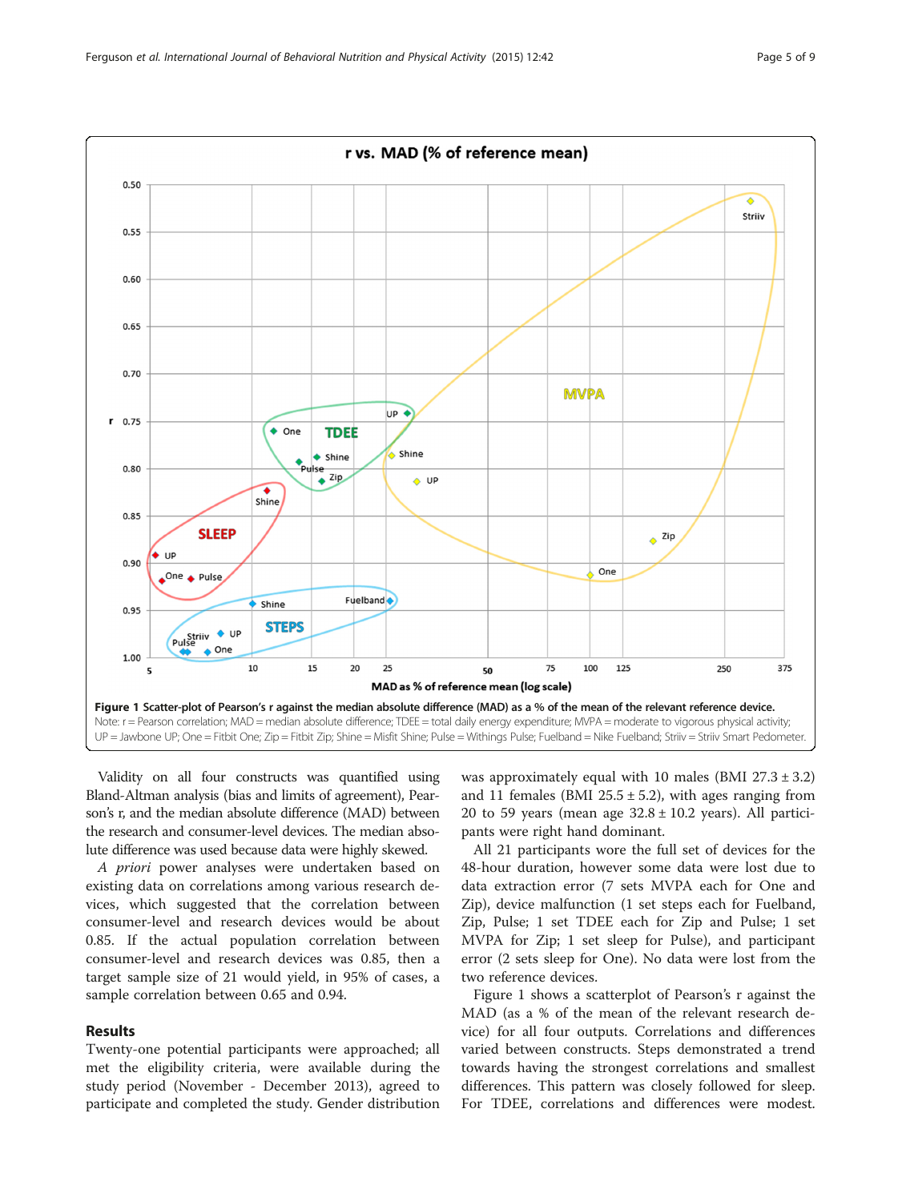**Figure 1** Scatter-plot of Pearson's r against the median absolute difference (MAD) as a % of the mean of the relevant reference device. Note: r = Pearson correlation; MAD = median absolute difference; TDEE = total daily energy expenditure; MVPA = moderate to vigorous physical activity; UP = Jawbone UP; One = Fitbit One; Zip = Fitbit Zip; Shine = Misfit Shine; Pulse = Withings Pulse; Fuelband = Nike Fuelband; Striiv = Striiv Smart Pedometer.

Validity on all four constructs was quantified using Bland-Altman analysis (bias and limits of agreement), Pearson's r, and the median absolute difference (MAD) between the research and consumer-level devices. The median absolute difference was used because data were highly skewed.

*A priori* power analyses were undertaken based on existing data on correlations among various research devices, which suggested that the correlation between consumer-level and research devices would be about 0.85. If the actual population correlation between consumer-level and research devices was 0.85, then a target sample size of 21 would yield, in 95% of cases, a sample correlation between 0.65 and 0.94.

## Results

Twenty-one potential participants were approached; all met the eligibility criteria, were available during the study period (November - December 2013), agreed to participate and completed the study. Gender distribution was approximately equal with 10 males (BMI 27.3 ± 3.2) and 11 females (BMI 25.5 ± 5.2), with ages ranging from 20 to 59 years (mean age 32.8 ± 10.2 years). All participants were right hand dominant.

All 21 participants wore the full set of devices for the 48-hour duration, however some data were lost due to data extraction error (7 sets MVPA each for One and Zip), device malfunction (1 set steps each for Fuelband, Zip, Pulse; 1 set TDEE each for Zip and Pulse; 1 set MVPA for Zip; 1 set sleep for Pulse), and participant error (2 sets sleep for One). No data were lost from the two reference devices.

Figure 1 shows a scatterplot of Pearson's r against the MAD (as a % of the mean of the relevant research device) for all four outputs. Correlations and differences varied between constructs. Steps demonstrated a trend towards having the strongest correlations and smallest differences. This pattern was closely followed for sleep. For TDEE, correlations and differences were modest.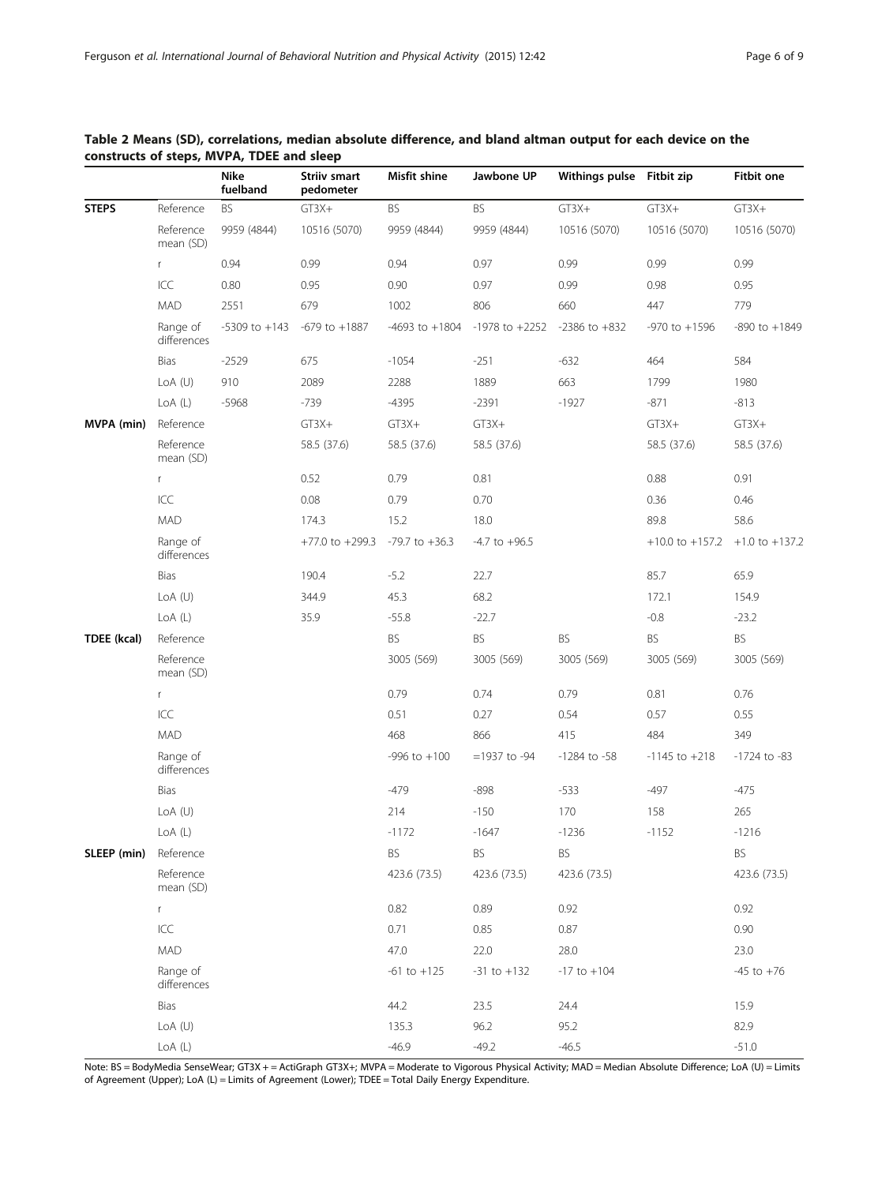**Table 2 Means (SD), correlations, median absolute difference, and bland altman output for each device on the constructs of steps, MVPA, TDEE and sleep**

| | | Nike fuelband | Striiv smart pedometer | Misfit shine | Jawbone UP | Withings pulse | Fitbit zip | Fitbit one |
|---|---|---|---|---|---|---|---|---|
| **STEPS** | Reference | BS | GT3X+ | BS | BS | GT3X+ | GT3X+ | GT3X+ |
| | Reference mean (SD) | 9959 (4844) | 10516 (5070) | 9959 (4844) | 9959 (4844) | 10516 (5070) | 10516 (5070) | 10516 (5070) |
| | r | 0.94 | 0.99 | 0.94 | 0.97 | 0.99 | 0.99 | 0.99 |
| | ICC | 0.80 | 0.95 | 0.90 | 0.97 | 0.99 | 0.98 | 0.95 |
| | MAD | 2551 | 679 | 1002 | 806 | 660 | 447 | 779 |
| | Range of differences | -5309 to +143 | -679 to +1887 | -4693 to +1804 | -1978 to +2252 | -2386 to +832 | -970 to +1596 | -890 to +1849 |
| | Bias | -2529 | 675 | -1054 | -251 | -632 | 464 | 584 |
| | LoA (U) | 910 | 2089 | 2288 | 1889 | 663 | 1799 | 1980 |
| | LoA (L) | -5968 | -739 | -4395 | -2391 | -1927 | -871 | -813 |
| **MVPA (min)** | Reference | | GT3X+ | GT3X+ | GT3X+ | | GT3X+ | GT3X+ |
| | Reference mean (SD) | | 58.5 (37.6) | 58.5 (37.6) | 58.5 (37.6) | | 58.5 (37.6) | 58.5 (37.6) |
| | r | | 0.52 | 0.79 | 0.81 | | 0.88 | 0.91 |
| | ICC | | 0.08 | 0.79 | 0.70 | | 0.36 | 0.46 |
| | MAD | | 174.3 | 15.2 | 18.0 | | 89.8 | 58.6 |
| | Range of differences | | +77.0 to +299.3 | -79.7 to +36.3 | -4.7 to +96.5 | | +10.0 to +157.2 | +1.0 to +137.2 |
| | Bias | | 190.4 | -5.2 | 22.7 | | 85.7 | 65.9 |
| | LoA (U) | | 344.9 | 45.3 | 68.2 | | 172.1 | 154.9 |
| | LoA (L) | | 35.9 | -55.8 | -22.7 | | -0.8 | -23.2 |
| **TDEE (kcal)** | Reference | | | BS | BS | BS | BS | BS |
| | Reference mean (SD) | | | 3005 (569) | 3005 (569) | 3005 (569) | 3005 (569) | 3005 (569) |
| | r | | | 0.79 | 0.74 | 0.79 | 0.81 | 0.76 |
| | ICC | | | 0.51 | 0.27 | 0.54 | 0.57 | 0.55 |
| | MAD | | | 468 | 866 | 415 | 484 | 349 |
| | Range of differences | | | -996 to +100 | =1937 to -94 | -1284 to -58 | -1145 to +218 | -1724 to -83 |
| | Bias | | | -479 | -898 | -533 | -497 | -475 |
| | LoA (U) | | | 214 | -150 | 170 | 158 | 265 |
| | LoA (L) | | | -1172 | -1647 | -1236 | -1152 | -1216 |
| **SLEEP (min)** | Reference | | | BS | BS | BS | | BS |
| | Reference mean (SD) | | | 423.6 (73.5) | 423.6 (73.5) | 423.6 (73.5) | | 423.6 (73.5) |
| | r | | | 0.82 | 0.89 | 0.92 | | 0.92 |
| | ICC | | | 0.71 | 0.85 | 0.87 | | 0.90 |
| | MAD | | | 47.0 | 22.0 | 28.0 | | 23.0 |
| | Range of differences | | | -61 to +125 | -31 to +132 | -17 to +104 | | -45 to +76 |
| | Bias | | | 44.2 | 23.5 | 24.4 | | 15.9 |
| | LoA (U) | | | 135.3 | 96.2 | 95.2 | | 82.9 |
| | LoA (L) | | | -46.9 | -49.2 | -46.5 | | -51.0 |

Note: BS = BodyMedia SenseWear; GT3X + = ActiGraph GT3X+; MVPA = Moderate to Vigorous Physical Activity; MAD = Median Absolute Difference; LoA (U) = Limits of Agreement (Upper); LoA (L) = Limits of Agreement (Lower); TDEE = Total Daily Energy Expenditure.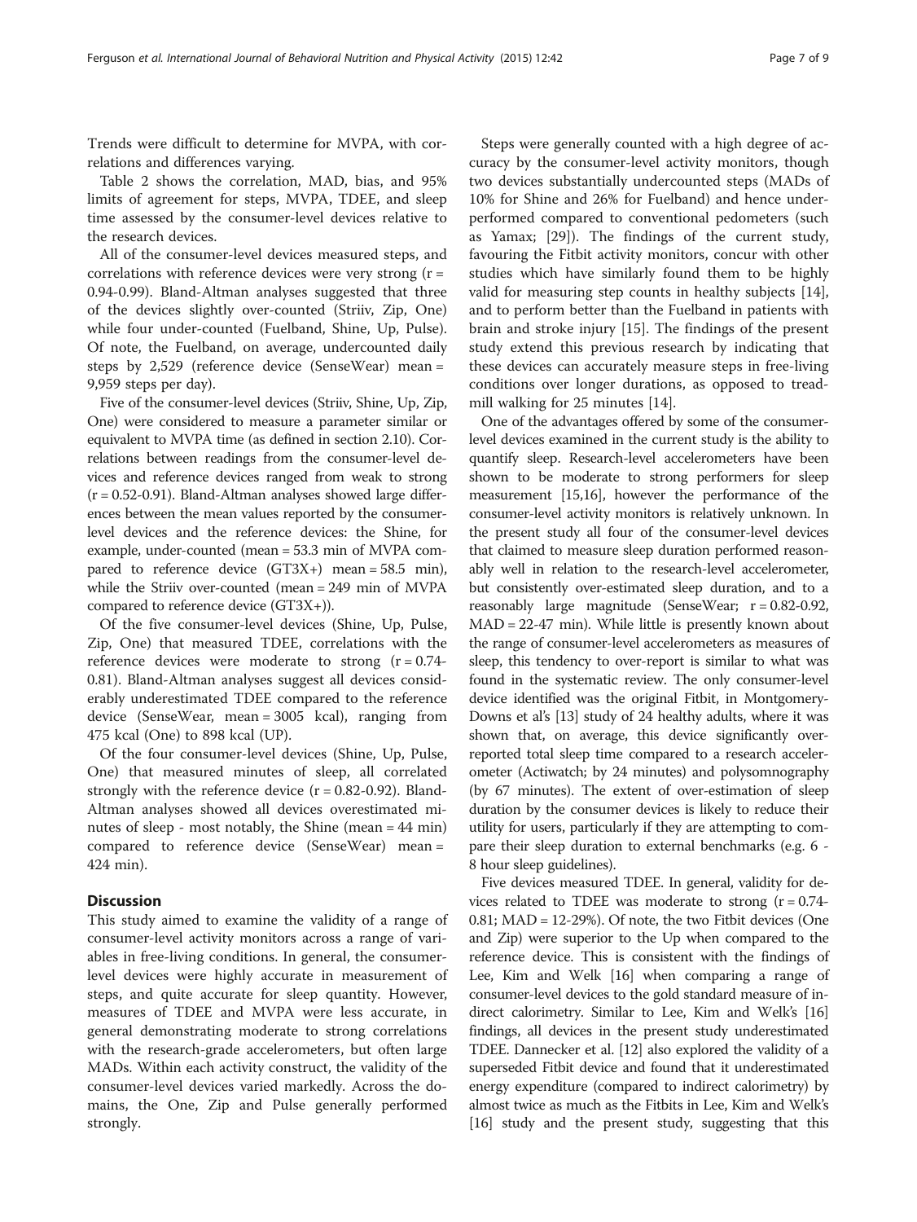Trends were difficult to determine for MVPA, with correlations and differences varying.

Table 2 shows the correlation, MAD, bias, and 95% limits of agreement for steps, MVPA, TDEE, and sleep time assessed by the consumer-level devices relative to the research devices.

All of the consumer-level devices measured steps, and correlations with reference devices were very strong (r = 0.94-0.99). Bland-Altman analyses suggested that three of the devices slightly over-counted (Striiv, Zip, One) while four under-counted (Fuelband, Shine, Up, Pulse). Of note, the Fuelband, on average, undercounted daily steps by 2,529 (reference device (SenseWear) mean = 9,959 steps per day).

Five of the consumer-level devices (Striiv, Shine, Up, Zip, One) were considered to measure a parameter similar or equivalent to MVPA time (as defined in section 2.10). Correlations between readings from the consumer-level devices and reference devices ranged from weak to strong (r = 0.52-0.91). Bland-Altman analyses showed large differences between the mean values reported by the consumer-level devices and the reference devices: the Shine, for example, under-counted (mean = 53.3 min of MVPA compared to reference device (GT3X+) mean = 58.5 min), while the Striiv over-counted (mean = 249 min of MVPA compared to reference device (GT3X+)).

Of the five consumer-level devices (Shine, Up, Pulse, Zip, One) that measured TDEE, correlations with the reference devices were moderate to strong (r = 0.74-0.81). Bland-Altman analyses suggest all devices considerably underestimated TDEE compared to the reference device (SenseWear, mean = 3005 kcal), ranging from 475 kcal (One) to 898 kcal (UP).

Of the four consumer-level devices (Shine, Up, Pulse, One) that measured minutes of sleep, all correlated strongly with the reference device (r = 0.82-0.92). Bland-Altman analyses showed all devices overestimated minutes of sleep - most notably, the Shine (mean = 44 min) compared to reference device (SenseWear) mean = 424 min).

## Discussion

This study aimed to examine the validity of a range of consumer-level activity monitors across a range of variables in free-living conditions. In general, the consumer-level devices were highly accurate in measurement of steps, and quite accurate for sleep quantity. However, measures of TDEE and MVPA were less accurate, in general demonstrating moderate to strong correlations with the research-grade accelerometers, but often large MADs. Within each activity construct, the validity of the consumer-level devices varied markedly. Across the domains, the One, Zip and Pulse generally performed strongly.

Steps were generally counted with a high degree of accuracy by the consumer-level activity monitors, though two devices substantially undercounted steps (MADs of 10% for Shine and 26% for Fuelband) and hence underperformed compared to conventional pedometers (such as Yamax; [29]). The findings of the current study, favouring the Fitbit activity monitors, concur with other studies which have similarly found them to be highly valid for measuring step counts in healthy subjects [14], and to perform better than the Fuelband in patients with brain and stroke injury [15]. The findings of the present study extend this previous research by indicating that these devices can accurately measure steps in free-living conditions over longer durations, as opposed to treadmill walking for 25 minutes [14].

One of the advantages offered by some of the consumer-level devices examined in the current study is the ability to quantify sleep. Research-level accelerometers have been shown to be moderate to strong performers for sleep measurement [15,16], however the performance of the consumer-level activity monitors is relatively unknown. In the present study all four of the consumer-level devices that claimed to measure sleep duration performed reasonably well in relation to the research-level accelerometer, but consistently over-estimated sleep duration, and to a reasonably large magnitude (SenseWear; r = 0.82-0.92, MAD = 22-47 min). While little is presently known about the range of consumer-level accelerometers as measures of sleep, this tendency to over-report is similar to what was found in the systematic review. The only consumer-level device identified was the original Fitbit, in Montgomery-Downs et al's [13] study of 24 healthy adults, where it was shown that, on average, this device significantly over-reported total sleep time compared to a research accelerometer (Actiwatch; by 24 minutes) and polysomnography (by 67 minutes). The extent of over-estimation of sleep duration by the consumer devices is likely to reduce their utility for users, particularly if they are attempting to compare their sleep duration to external benchmarks (e.g. 6 - 8 hour sleep guidelines).

Five devices measured TDEE. In general, validity for devices related to TDEE was moderate to strong (r = 0.74-0.81; MAD = 12-29%). Of note, the two Fitbit devices (One and Zip) were superior to the Up when compared to the reference device. This is consistent with the findings of Lee, Kim and Welk [16] when comparing a range of consumer-level devices to the gold standard measure of indirect calorimetry. Similar to Lee, Kim and Welk's [16] findings, all devices in the present study underestimated TDEE. Dannecker et al. [12] also explored the validity of a superseded Fitbit device and found that it underestimated energy expenditure (compared to indirect calorimetry) by almost twice as much as the Fitbits in Lee, Kim and Welk's [16] study and the present study, suggesting that this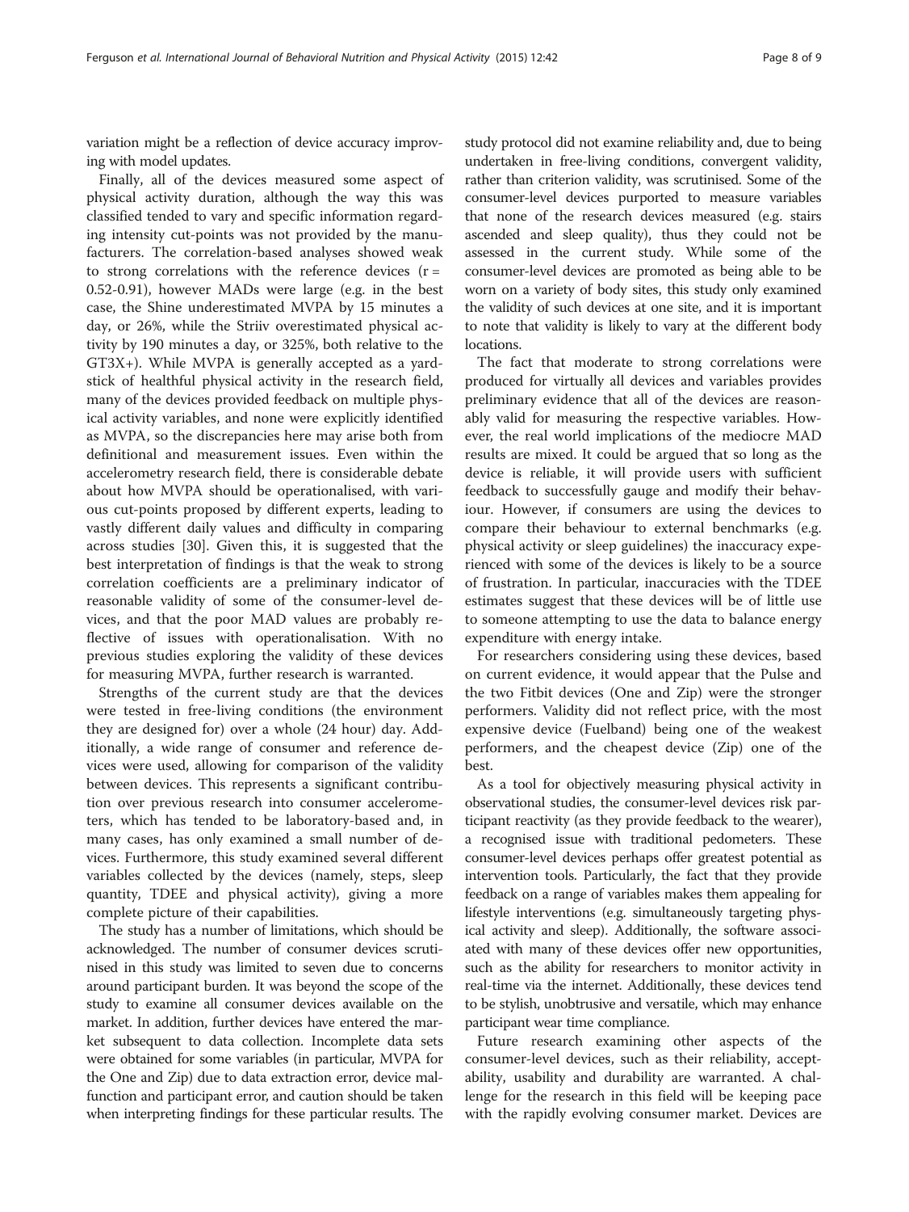variation might be a reflection of device accuracy improving with model updates.

Finally, all of the devices measured some aspect of physical activity duration, although the way this was classified tended to vary and specific information regarding intensity cut-points was not provided by the manufacturers. The correlation-based analyses showed weak to strong correlations with the reference devices ($r = 0.52$-$0.91$), however MADs were large (e.g. in the best case, the Shine underestimated MVPA by 15 minutes a day, or 26%, while the Striiv overestimated physical activity by 190 minutes a day, or 325%, both relative to the GT3X+). While MVPA is generally accepted as a yardstick of healthful physical activity in the research field, many of the devices provided feedback on multiple physical activity variables, and none were explicitly identified as MVPA, so the discrepancies here may arise both from definitional and measurement issues. Even within the accelerometry research field, there is considerable debate about how MVPA should be operationalised, with various cut-points proposed by different experts, leading to vastly different daily values and difficulty in comparing across studies [30]. Given this, it is suggested that the best interpretation of findings is that the weak to strong correlation coefficients are a preliminary indicator of reasonable validity of some of the consumer-level devices, and that the poor MAD values are probably reflective of issues with operationalisation. With no previous studies exploring the validity of these devices for measuring MVPA, further research is warranted.

Strengths of the current study are that the devices were tested in free-living conditions (the environment they are designed for) over a whole (24 hour) day. Additionally, a wide range of consumer and reference devices were used, allowing for comparison of the validity between devices. This represents a significant contribution over previous research into consumer accelerometers, which has tended to be laboratory-based and, in many cases, has only examined a small number of devices. Furthermore, this study examined several different variables collected by the devices (namely, steps, sleep quantity, TDEE and physical activity), giving a more complete picture of their capabilities.

The study has a number of limitations, which should be acknowledged. The number of consumer devices scrutinised in this study was limited to seven due to concerns around participant burden. It was beyond the scope of the study to examine all consumer devices available on the market. In addition, further devices have entered the market subsequent to data collection. Incomplete data sets were obtained for some variables (in particular, MVPA for the One and Zip) due to data extraction error, device malfunction and participant error, and caution should be taken when interpreting findings for these particular results. The study protocol did not examine reliability and, due to being undertaken in free-living conditions, convergent validity, rather than criterion validity, was scrutinised. Some of the consumer-level devices purported to measure variables that none of the research devices measured (e.g. stairs ascended and sleep quality), thus they could not be assessed in the current study. While some of the consumer-level devices are promoted as being able to be worn on a variety of body sites, this study only examined the validity of such devices at one site, and it is important to note that validity is likely to vary at the different body locations.

The fact that moderate to strong correlations were produced for virtually all devices and variables provides preliminary evidence that all of the devices are reasonably valid for measuring the respective variables. However, the real world implications of the mediocre MAD results are mixed. It could be argued that so long as the device is reliable, it will provide users with sufficient feedback to successfully gauge and modify their behaviour. However, if consumers are using the devices to compare their behaviour to external benchmarks (e.g. physical activity or sleep guidelines) the inaccuracy experienced with some of the devices is likely to be a source of frustration. In particular, inaccuracies with the TDEE estimates suggest that these devices will be of little use to someone attempting to use the data to balance energy expenditure with energy intake.

For researchers considering using these devices, based on current evidence, it would appear that the Pulse and the two Fitbit devices (One and Zip) were the stronger performers. Validity did not reflect price, with the most expensive device (Fuelband) being one of the weakest performers, and the cheapest device (Zip) one of the best.

As a tool for objectively measuring physical activity in observational studies, the consumer-level devices risk participant reactivity (as they provide feedback to the wearer), a recognised issue with traditional pedometers. These consumer-level devices perhaps offer greatest potential as intervention tools. Particularly, the fact that they provide feedback on a range of variables makes them appealing for lifestyle interventions (e.g. simultaneously targeting physical activity and sleep). Additionally, the software associated with many of these devices offer new opportunities, such as the ability for researchers to monitor activity in real-time via the internet. Additionally, these devices tend to be stylish, unobtrusive and versatile, which may enhance participant wear time compliance.

Future research examining other aspects of the consumer-level devices, such as their reliability, acceptability, usability and durability are warranted. A challenge for the research in this field will be keeping pace with the rapidly evolving consumer market. Devices are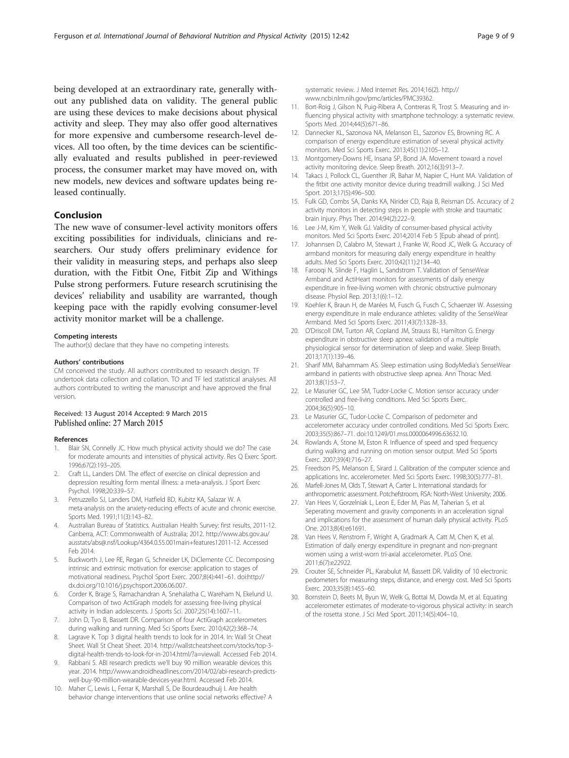being developed at an extraordinary rate, generally without any published data on validity. The general public are using these devices to make decisions about physical activity and sleep. They may also offer good alternatives for more expensive and cumbersome research-level devices. All too often, by the time devices can be scientifically evaluated and results published in peer-reviewed process, the consumer market may have moved on, with new models, new devices and software updates being released continually.

## Conclusion

The new wave of consumer-level activity monitors offers exciting possibilities for individuals, clinicians and researchers. Our study offers preliminary evidence for their validity in measuring steps, and perhaps also sleep duration, with the Fitbit One, Fitbit Zip and Withings Pulse strong performers. Future research scrutinising the devices' reliability and usability are warranted, though keeping pace with the rapidly evolving consumer-level activity monitor market will be a challenge.

#### Competing interests

The author(s) declare that they have no competing interests.

#### Authors' contributions

CM conceived the study. All authors contributed to research design. TF undertook data collection and collation. TO and TF led statistical analyses. All authors contributed to writing the manuscript and have approved the final version.

Received: 13 August 2014 Accepted: 9 March 2015
Published online: 27 March 2015

#### References

1. Blair SN, Connelly JC. How much physical activity should we do? The case for moderate amounts and intensities of physical activity. Res Q Exerc Sport. 1996;67(2):193–205.
2. Craft LL, Landers DM. The effect of exercise on clinical depression and depression resulting form mental illness: a meta-analysis. J Sport Exerc Psychol. 1998;20:339–57.
3. Petruzzello SJ, Landers DM, Hatfield BD, Kubitz KA, Salazar W. A meta-analysis on the anxiety-reducing effects of acute and chronic exercise. Sports Med. 1991;11(3):143–82.
4. Australian Bureau of Statistics. Australian Health Survey: first results, 2011-12. Canberra, ACT: Commonwealth of Australia; 2012. http://www.abs.gov.au/ausstats/abs@.nsf/Lookup/4364.0.55.001main+features12011-12. Accessed Feb 2014.
5. Buckworth J, Lee RE, Regan G, Schneider LK, DiClemente CC. Decomposing intrinsic and extrinsic motivation for exercise: application to stages of motivational readiness. Psychol Sport Exerc. 2007;8(4):441–61. doi:http://dx.doi.org/10.1016/j.psychsport.2006.06.007.
6. Corder K, Brage S, Ramachandran A, Snehalatha C, Wareham N, Ekelund U. Comparison of two ActiGraph models for assessing free-living physical activity in Indian adolescents. J Sports Sci. 2007;25(14):1607–11.
7. John D, Tyo B, Bassett DR. Comparison of four ActiGraph accelerometers during walking and running. Med Sci Sports Exerc. 2010;42(2):368–74.
8. Lagrave K. Top 3 digital health trends to look for in 2014. In: Wall St Cheat Sheet. Wall St Cheat Sheet. 2014. http://wallstcheatsheet.com/stocks/top-3-digital-health-trends-to-look-for-in-2014.html/?a=viewall. Accessed Feb 2014.
9. Rabbani S. ABI research predicts we'll buy 90 million wearable devices this year. 2014. http://www.androidheadlines.com/2014/02/abi-research-predicts-well-buy-90-million-wearable-devices-year.html. Accessed Feb 2014.
10. Maher C, Lewis L, Ferrar K, Marshall S, De Bourdeaudhuij I. Are health behavior change interventions that use online social networks effective? A systematic review. J Med Internet Res. 2014;16(2). http://www.ncbi.nlm.nih.gov/pmc/articles/PMC39362.
11. Bort-Roig J, Gilson N, Puig-Ribera A, Contreras R, Trost S. Measuring and influencing physical activity with smartphone technology: a systematic review. Sports Med. 2014;44(5):671–86.
12. Dannecker KL, Sazonova NA, Melanson EL, Sazonov ES, Browning RC. A comparison of energy expenditure estimation of several physical activity monitors. Med Sci Sports Exerc. 2013;45(11):2105–12.
13. Montgomery-Downs HE, Insana SP, Bond JA. Movement toward a novel activity monitoring device. Sleep Breath. 2012;16(3):913–7.
14. Takacs J, Pollock CL, Guenther JR, Bahar M, Napier C, Hunt MA. Validation of the fitbit one activity monitor device during treadmill walking. J Sci Med Sport. 2013;17(5):496–500.
15. Fulk GD, Combs SA, Danks KA, Nirider CD, Raja B, Reisman DS. Accuracy of 2 activity monitors in detecting steps in people with stroke and traumatic brain injury. Phys Ther. 2014;94(2):222–9.
16. Lee J-M, Kim Y, Welk GJ. Validity of consumer-based physical activity monitors. Med Sci Sports Exerc. 2014;2014 Feb 5 [Epub ahead of print].
17. Johannsen D, Calabro M, Stewart J, Franke W, Rood JC, Welk G. Accuracy of armband monitors for measuring daily energy expenditure in healthy adults. Med Sci Sports Exerc. 2010;42(11):2134–40.
18. Farooqi N, Slinde F, Haglin L, Sandstrom T. Validation of SenseWear Armband and ActiHeart monitors for assessments of daily energy expenditure in free-living women with chronic obstructive pulmonary disease. Physiol Rep. 2013;1(6):1–12.
19. Koehler K, Braun H, de Marées M, Fusch G, Fusch C, Schaenzer W. Assessing energy expenditure in male endurance athletes: validity of the SenseWear Armband. Med Sci Sports Exerc. 2011;43(7):1328–33.
20. O'Driscoll DM, Turton AR, Copland JM, Strauss BJ, Hamilton G. Energy expenditure in obstructive sleep apnea: validation of a multiple physiological sensor for determination of sleep and wake. Sleep Breath. 2013;17(1):139–46.
21. Sharif MM, Bahammam AS. Sleep estimation using BodyMedia's SenseWear armband in patients with obstructive sleep apnea. Ann Thorac Med. 2013;8(1):53–7.
22. Le Masurier GC, Lee SM, Tudor-Locke C. Motion sensor accuracy under controlled and free-living conditions. Med Sci Sports Exerc. 2004;36(5):905–10.
23. Le Masurier GC, Tudor-Locke C. Comparison of pedometer and accelerometer accuracy under controlled conditions. Med Sci Sports Exerc. 2003;35(5):867–71. doi:10.1249/01.mss.0000064996.63632.10.
24. Rowlands A, Stone M, Eston R. Influence of speed and sped frequency during walking and running on motion sensor output. Med Sci Sports Exerc. 2007;39(4):716–27.
25. Freedson PS, Melanson E, Sirard J. Calibration of the computer science and applications Inc. accelerometer. Med Sci Sports Exerc. 1998;30(5):777–81.
26. Marfell-Jones M, Olds T, Stewart A, Carter L. International standards for anthropometric assessment. Potchefstroom, RSA: North-West University; 2006.
27. Van Hees V, Gorzelniak L, Leon E, Eder M, Pias M, Taherian S, et al. Seperating movement and gravity components in an acceleration signal and implications for the assessment of human daily physical activity. PLoS One. 2013;8(4):e61691.
28. Van Hees V, Renstrom F, Wright A, Gradmark A, Catt M, Chen K, et al. Estimation of daily energy expenditure in pregnant and non-pregnant women using a wrist-worn tri-axial accelerometer. PLoS One. 2011;6(7):e22922.
29. Crouter SE, Schneider PL, Karabulut M, Bassett DR. Validity of 10 electronic pedometers for measuring steps, distance, and energy cost. Med Sci Sports Exerc. 2003;35(8):1455–60.
30. Bornstein D, Beets M, Byun W, Welk G, Bottai M, Dowda M, et al. Equating accelerometer estimates of moderate-to-vigorous physical activity: in search of the rosetta stone. J Sci Med Sport. 2011;14(5):404–10.